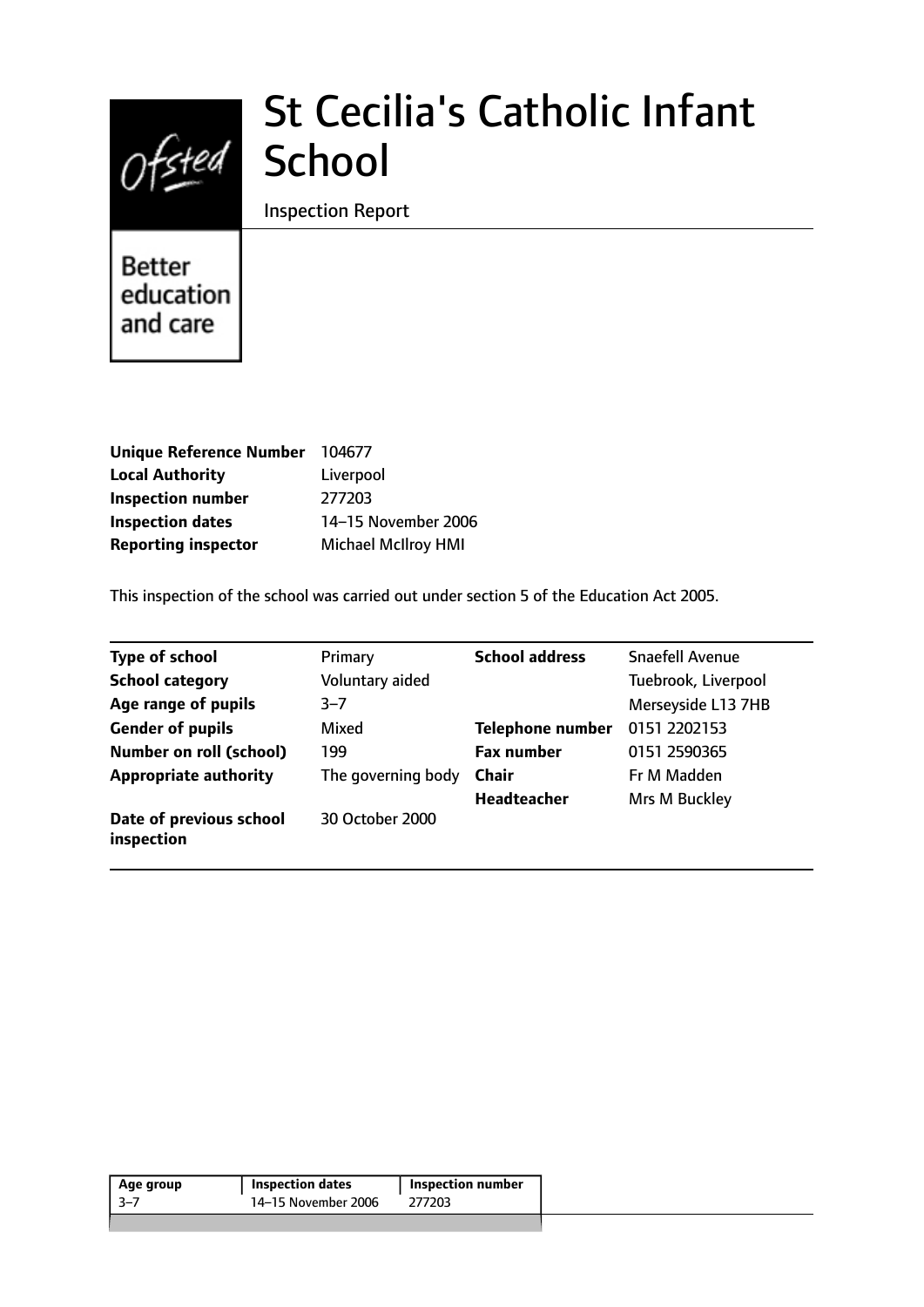# St Cecilia's Catholic Infant School

Inspection Report

Better education and care

| | |
|---|---|
| **Unique Reference Number** | 104677 |
| **Local Authority** | Liverpool |
| **Inspection number** | 277203 |
| **Inspection dates** | 14–15 November 2006 |
| **Reporting inspector** | Michael McIlroy HMI |

This inspection of the school was carried out under section 5 of the Education Act 2005.

| | | | |
|---|---|---|---|
| **Type of school** | Primary | **School address** | Snaefell Avenue |
| **School category** | Voluntary aided | | Tuebrook, Liverpool |
| **Age range of pupils** | 3–7 | | Merseyside L13 7HB |
| **Gender of pupils** | Mixed | **Telephone number** | 0151 2202153 |
| **Number on roll (school)** | 199 | **Fax number** | 0151 2590365 |
| **Appropriate authority** | The governing body | **Chair** | Fr M Madden |
| | | **Headteacher** | Mrs M Buckley |
| **Date of previous school inspection** | 30 October 2000 | | |

| Age group | Inspection dates | Inspection number |
|---|---|---|
| 3–7 | 14–15 November 2006 | 277203 |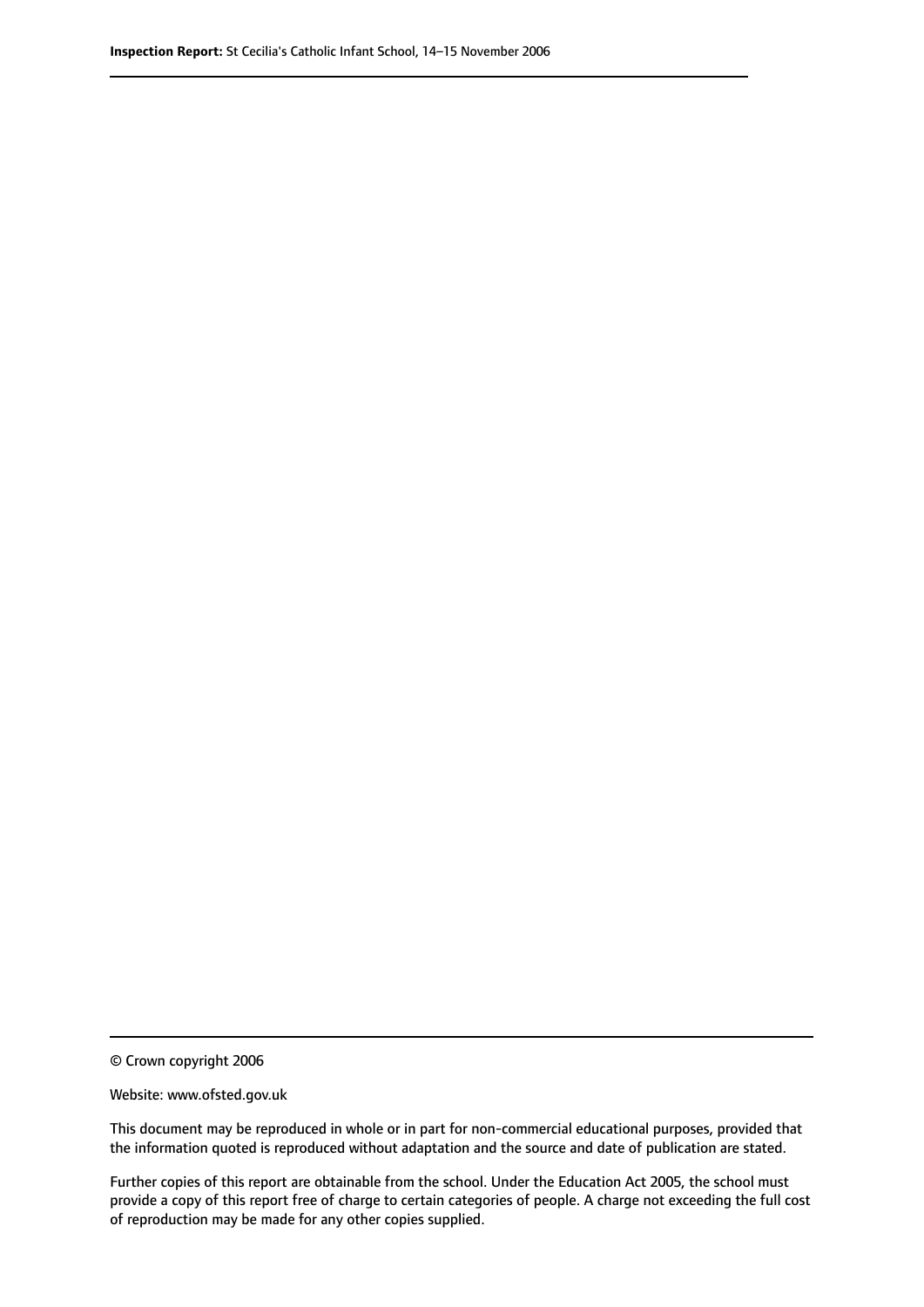© Crown copyright 2006

Website: www.ofsted.gov.uk

This document may be reproduced in whole or in part for non-commercial educational purposes, provided that the information quoted is reproduced without adaptation and the source and date of publication are stated.

Further copies of this report are obtainable from the school. Under the Education Act 2005, the school must provide a copy of this report free of charge to certain categories of people. A charge not exceeding the full cost of reproduction may be made for any other copies supplied.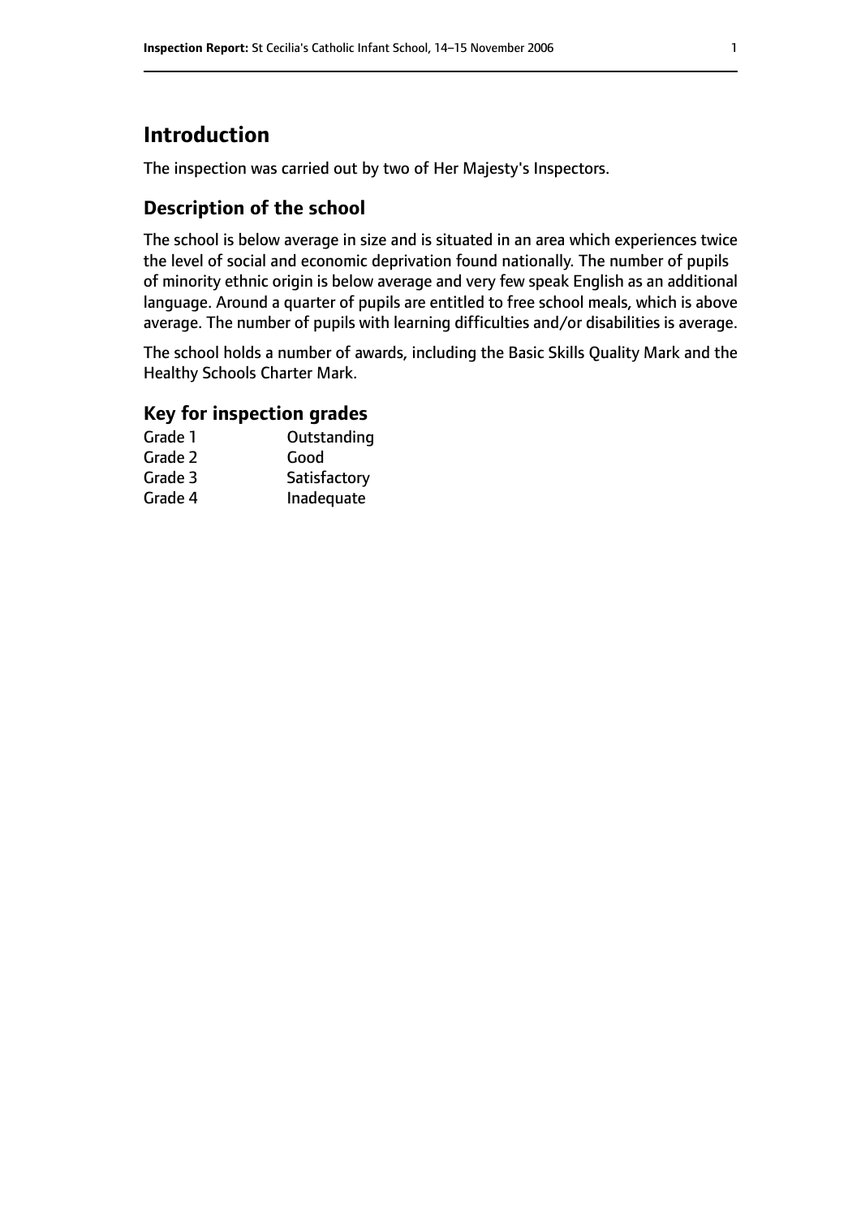# Introduction

The inspection was carried out by two of Her Majesty's Inspectors.

## Description of the school

The school is below average in size and is situated in an area which experiences twice the level of social and economic deprivation found nationally. The number of pupils of minority ethnic origin is below average and very few speak English as an additional language. Around a quarter of pupils are entitled to free school meals, which is above average. The number of pupils with learning difficulties and/or disabilities is average.

The school holds a number of awards, including the Basic Skills Quality Mark and the Healthy Schools Charter Mark.

## Key for inspection grades

| | |
|---|---|
| Grade 1 | Outstanding |
| Grade 2 | Good |
| Grade 3 | Satisfactory |
| Grade 4 | Inadequate |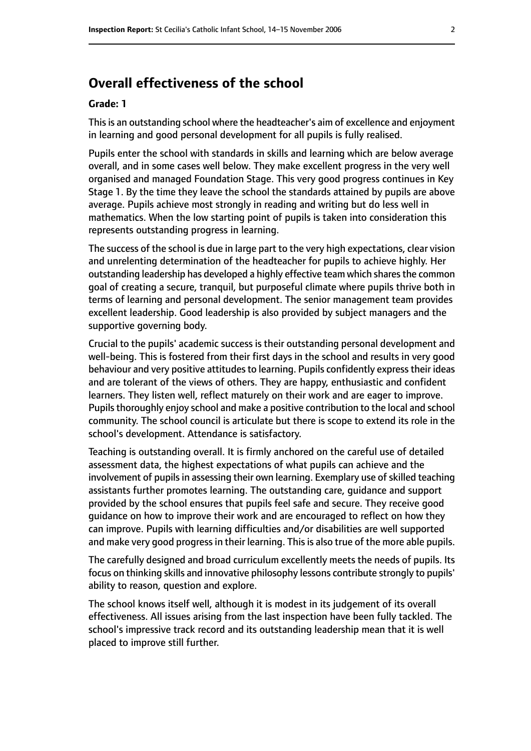## Overall effectiveness of the school

**Grade: 1**

This is an outstanding school where the headteacher's aim of excellence and enjoyment in learning and good personal development for all pupils is fully realised.

Pupils enter the school with standards in skills and learning which are below average overall, and in some cases well below. They make excellent progress in the very well organised and managed Foundation Stage. This very good progress continues in Key Stage 1. By the time they leave the school the standards attained by pupils are above average. Pupils achieve most strongly in reading and writing but do less well in mathematics. When the low starting point of pupils is taken into consideration this represents outstanding progress in learning.

The success of the school is due in large part to the very high expectations, clear vision and unrelenting determination of the headteacher for pupils to achieve highly. Her outstanding leadership has developed a highly effective team which shares the common goal of creating a secure, tranquil, but purposeful climate where pupils thrive both in terms of learning and personal development. The senior management team provides excellent leadership. Good leadership is also provided by subject managers and the supportive governing body.

Crucial to the pupils' academic success is their outstanding personal development and well-being. This is fostered from their first days in the school and results in very good behaviour and very positive attitudes to learning. Pupils confidently express their ideas and are tolerant of the views of others. They are happy, enthusiastic and confident learners. They listen well, reflect maturely on their work and are eager to improve. Pupils thoroughly enjoy school and make a positive contribution to the local and school community. The school council is articulate but there is scope to extend its role in the school's development. Attendance is satisfactory.

Teaching is outstanding overall. It is firmly anchored on the careful use of detailed assessment data, the highest expectations of what pupils can achieve and the involvement of pupils in assessing their own learning. Exemplary use of skilled teaching assistants further promotes learning. The outstanding care, guidance and support provided by the school ensures that pupils feel safe and secure. They receive good guidance on how to improve their work and are encouraged to reflect on how they can improve. Pupils with learning difficulties and/or disabilities are well supported and make very good progress in their learning. This is also true of the more able pupils.

The carefully designed and broad curriculum excellently meets the needs of pupils. Its focus on thinking skills and innovative philosophy lessons contribute strongly to pupils' ability to reason, question and explore.

The school knows itself well, although it is modest in its judgement of its overall effectiveness. All issues arising from the last inspection have been fully tackled. The school's impressive track record and its outstanding leadership mean that it is well placed to improve still further.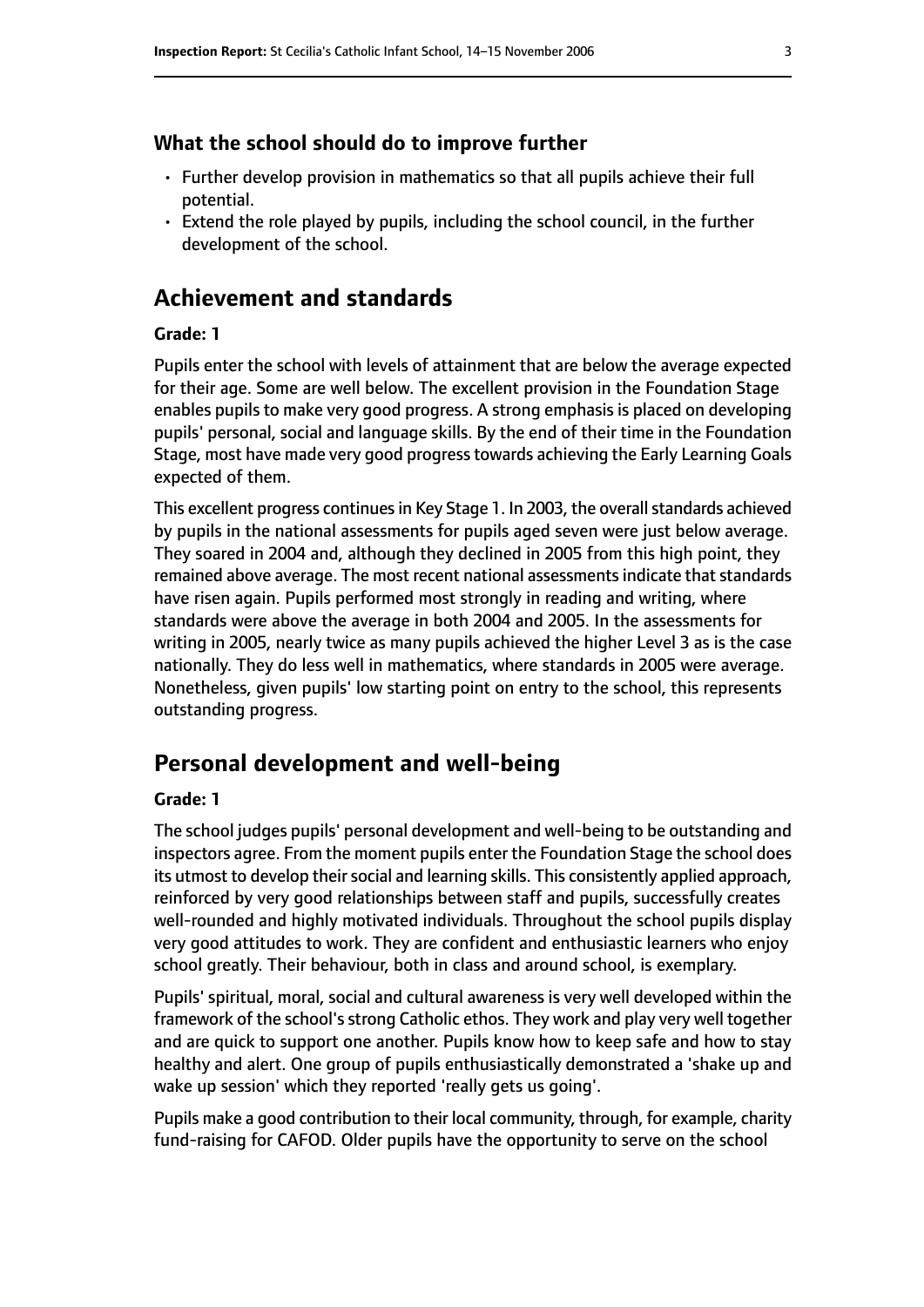### What the school should do to improve further

- Further develop provision in mathematics so that all pupils achieve their full potential.
- Extend the role played by pupils, including the school council, in the further development of the school.

## Achievement and standards

**Grade: 1**

Pupils enter the school with levels of attainment that are below the average expected for their age. Some are well below. The excellent provision in the Foundation Stage enables pupils to make very good progress. A strong emphasis is placed on developing pupils' personal, social and language skills. By the end of their time in the Foundation Stage, most have made very good progress towards achieving the Early Learning Goals expected of them.

This excellent progress continues in Key Stage 1. In 2003, the overall standards achieved by pupils in the national assessments for pupils aged seven were just below average. They soared in 2004 and, although they declined in 2005 from this high point, they remained above average. The most recent national assessments indicate that standards have risen again. Pupils performed most strongly in reading and writing, where standards were above the average in both 2004 and 2005. In the assessments for writing in 2005, nearly twice as many pupils achieved the higher Level 3 as is the case nationally. They do less well in mathematics, where standards in 2005 were average. Nonetheless, given pupils' low starting point on entry to the school, this represents outstanding progress.

## Personal development and well-being

**Grade: 1**

The school judges pupils' personal development and well-being to be outstanding and inspectors agree. From the moment pupils enter the Foundation Stage the school does its utmost to develop their social and learning skills. This consistently applied approach, reinforced by very good relationships between staff and pupils, successfully creates well-rounded and highly motivated individuals. Throughout the school pupils display very good attitudes to work. They are confident and enthusiastic learners who enjoy school greatly. Their behaviour, both in class and around school, is exemplary.

Pupils' spiritual, moral, social and cultural awareness is very well developed within the framework of the school's strong Catholic ethos. They work and play very well together and are quick to support one another. Pupils know how to keep safe and how to stay healthy and alert. One group of pupils enthusiastically demonstrated a 'shake up and wake up session' which they reported 'really gets us going'.

Pupils make a good contribution to their local community, through, for example, charity fund-raising for CAFOD. Older pupils have the opportunity to serve on the school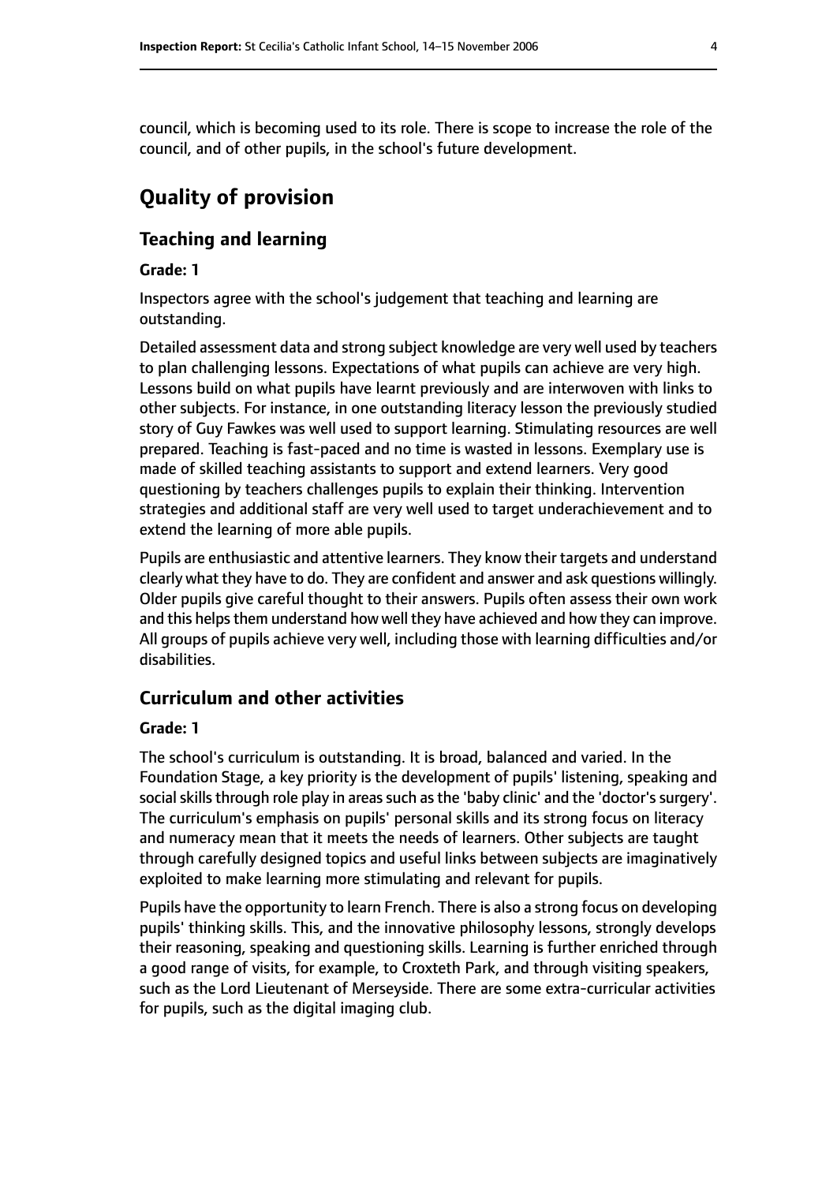council, which is becoming used to its role. There is scope to increase the role of the council, and of other pupils, in the school's future development.

# Quality of provision

## Teaching and learning

**Grade: 1**

Inspectors agree with the school's judgement that teaching and learning are outstanding.

Detailed assessment data and strong subject knowledge are very well used by teachers to plan challenging lessons. Expectations of what pupils can achieve are very high. Lessons build on what pupils have learnt previously and are interwoven with links to other subjects. For instance, in one outstanding literacy lesson the previously studied story of Guy Fawkes was well used to support learning. Stimulating resources are well prepared. Teaching is fast-paced and no time is wasted in lessons. Exemplary use is made of skilled teaching assistants to support and extend learners. Very good questioning by teachers challenges pupils to explain their thinking. Intervention strategies and additional staff are very well used to target underachievement and to extend the learning of more able pupils.

Pupils are enthusiastic and attentive learners. They know their targets and understand clearly what they have to do. They are confident and answer and ask questions willingly. Older pupils give careful thought to their answers. Pupils often assess their own work and this helps them understand how well they have achieved and how they can improve. All groups of pupils achieve very well, including those with learning difficulties and/or disabilities.

## Curriculum and other activities

**Grade: 1**

The school's curriculum is outstanding. It is broad, balanced and varied. In the Foundation Stage, a key priority is the development of pupils' listening, speaking and social skills through role play in areas such as the 'baby clinic' and the 'doctor's surgery'. The curriculum's emphasis on pupils' personal skills and its strong focus on literacy and numeracy mean that it meets the needs of learners. Other subjects are taught through carefully designed topics and useful links between subjects are imaginatively exploited to make learning more stimulating and relevant for pupils.

Pupils have the opportunity to learn French. There is also a strong focus on developing pupils' thinking skills. This, and the innovative philosophy lessons, strongly develops their reasoning, speaking and questioning skills. Learning is further enriched through a good range of visits, for example, to Croxteth Park, and through visiting speakers, such as the Lord Lieutenant of Merseyside. There are some extra-curricular activities for pupils, such as the digital imaging club.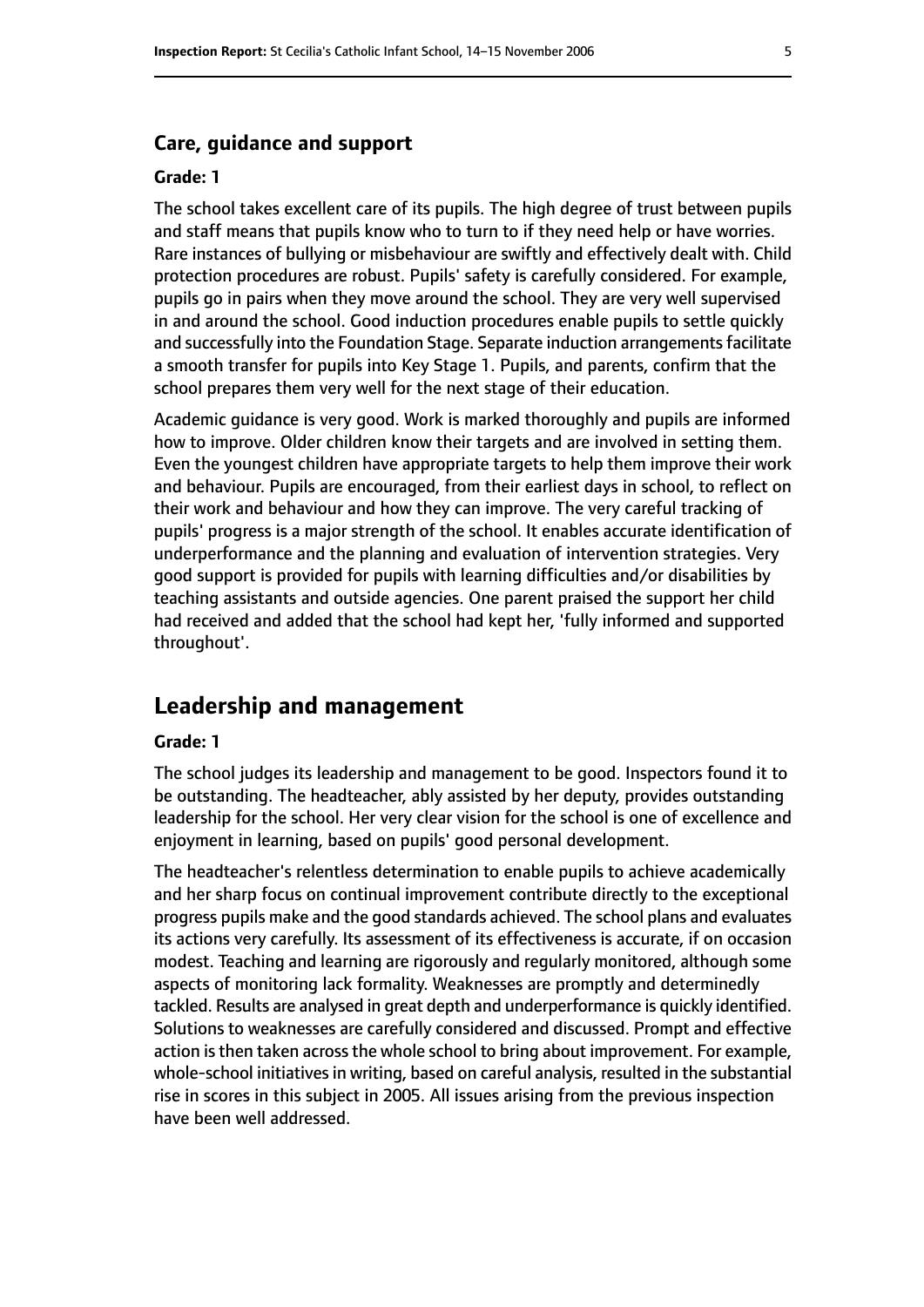### Care, guidance and support

#### Grade: 1

The school takes excellent care of its pupils. The high degree of trust between pupils and staff means that pupils know who to turn to if they need help or have worries. Rare instances of bullying or misbehaviour are swiftly and effectively dealt with. Child protection procedures are robust. Pupils' safety is carefully considered. For example, pupils go in pairs when they move around the school. They are very well supervised in and around the school. Good induction procedures enable pupils to settle quickly and successfully into the Foundation Stage. Separate induction arrangements facilitate a smooth transfer for pupils into Key Stage 1. Pupils, and parents, confirm that the school prepares them very well for the next stage of their education.

Academic guidance is very good. Work is marked thoroughly and pupils are informed how to improve. Older children know their targets and are involved in setting them. Even the youngest children have appropriate targets to help them improve their work and behaviour. Pupils are encouraged, from their earliest days in school, to reflect on their work and behaviour and how they can improve. The very careful tracking of pupils' progress is a major strength of the school. It enables accurate identification of underperformance and the planning and evaluation of intervention strategies. Very good support is provided for pupils with learning difficulties and/or disabilities by teaching assistants and outside agencies. One parent praised the support her child had received and added that the school had kept her, 'fully informed and supported throughout'.

## Leadership and management

#### Grade: 1

The school judges its leadership and management to be good. Inspectors found it to be outstanding. The headteacher, ably assisted by her deputy, provides outstanding leadership for the school. Her very clear vision for the school is one of excellence and enjoyment in learning, based on pupils' good personal development.

The headteacher's relentless determination to enable pupils to achieve academically and her sharp focus on continual improvement contribute directly to the exceptional progress pupils make and the good standards achieved. The school plans and evaluates its actions very carefully. Its assessment of its effectiveness is accurate, if on occasion modest. Teaching and learning are rigorously and regularly monitored, although some aspects of monitoring lack formality. Weaknesses are promptly and determinedly tackled. Results are analysed in great depth and underperformance is quickly identified. Solutions to weaknesses are carefully considered and discussed. Prompt and effective action is then taken across the whole school to bring about improvement. For example, whole-school initiatives in writing, based on careful analysis, resulted in the substantial rise in scores in this subject in 2005. All issues arising from the previous inspection have been well addressed.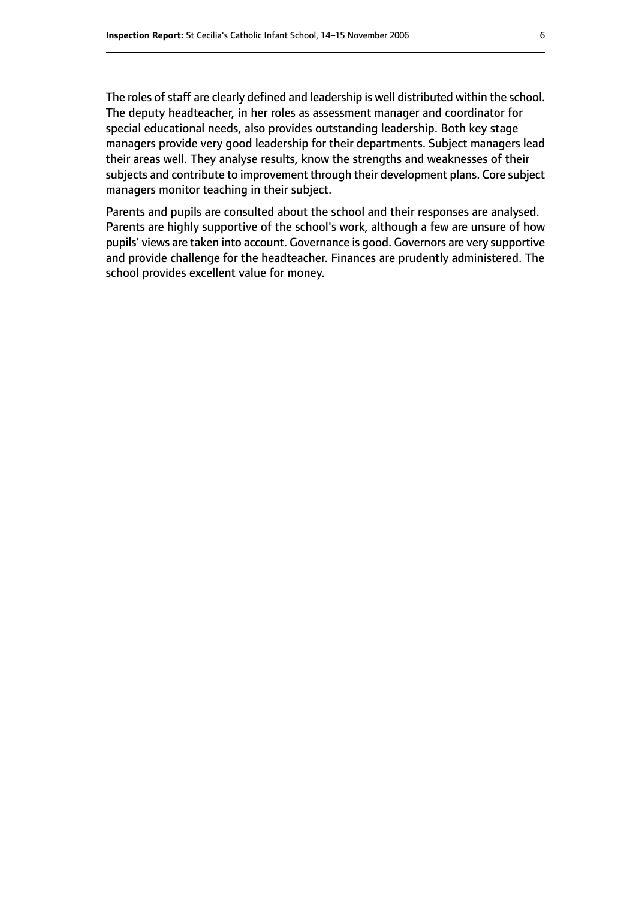The roles of staff are clearly defined and leadership is well distributed within the school. The deputy headteacher, in her roles as assessment manager and coordinator for special educational needs, also provides outstanding leadership. Both key stage managers provide very good leadership for their departments. Subject managers lead their areas well. They analyse results, know the strengths and weaknesses of their subjects and contribute to improvement through their development plans. Core subject managers monitor teaching in their subject.

Parents and pupils are consulted about the school and their responses are analysed. Parents are highly supportive of the school's work, although a few are unsure of how pupils' views are taken into account. Governance is good. Governors are very supportive and provide challenge for the headteacher. Finances are prudently administered. The school provides excellent value for money.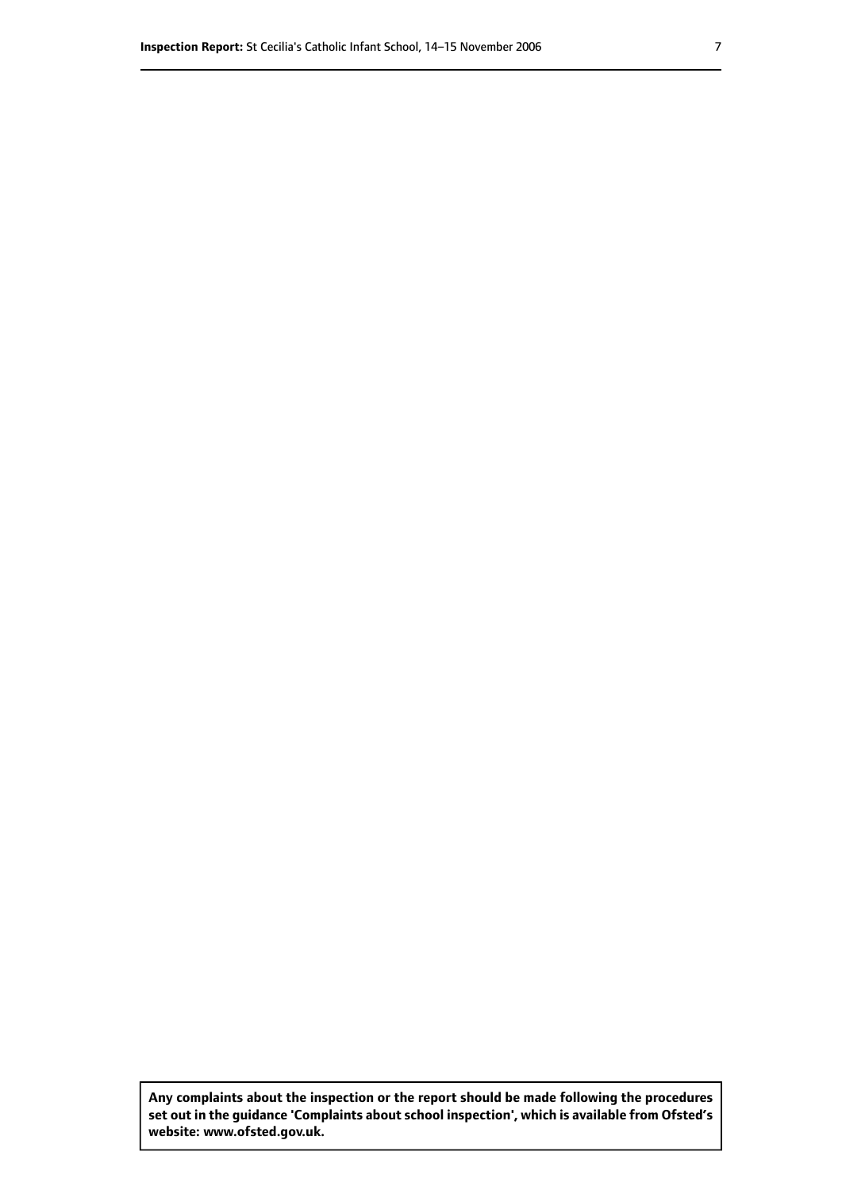**Any complaints about the inspection or the report should be made following the procedures set out in the guidance 'Complaints about school inspection', which is available from Ofsted's website: www.ofsted.gov.uk.**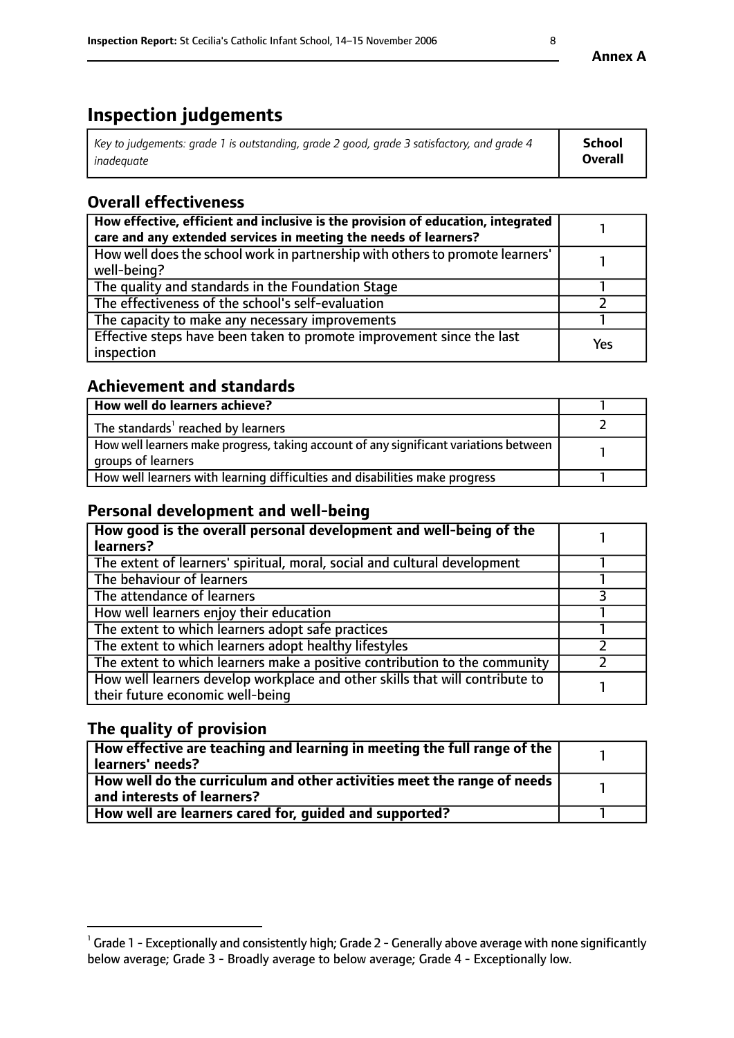**Annex A**

# Inspection judgements

| *Key to judgements: grade 1 is outstanding, grade 2 good, grade 3 satisfactory, and grade 4 inadequate* | **School Overall** |
|---|---|

## Overall effectiveness

| | |
|---|---|
| **How effective, efficient and inclusive is the provision of education, integrated care and any extended services in meeting the needs of learners?** | 1 |
| How well does the school work in partnership with others to promote learners' well-being? | 1 |
| The quality and standards in the Foundation Stage | 1 |
| The effectiveness of the school's self-evaluation | 2 |
| The capacity to make any necessary improvements | 1 |
| Effective steps have been taken to promote improvement since the last inspection | Yes |

## Achievement and standards

| | |
|---|---|
| **How well do learners achieve?** | 1 |
| The standards[1] reached by learners | 2 |
| How well learners make progress, taking account of any significant variations between groups of learners | 1 |
| How well learners with learning difficulties and disabilities make progress | 1 |

## Personal development and well-being

| | |
|---|---|
| **How good is the overall personal development and well-being of the learners?** | 1 |
| The extent of learners' spiritual, moral, social and cultural development | 1 |
| The behaviour of learners | 1 |
| The attendance of learners | 3 |
| How well learners enjoy their education | 1 |
| The extent to which learners adopt safe practices | 1 |
| The extent to which learners adopt healthy lifestyles | 2 |
| The extent to which learners make a positive contribution to the community | 2 |
| How well learners develop workplace and other skills that will contribute to their future economic well-being | 1 |

## The quality of provision

| | |
|---|---|
| **How effective are teaching and learning in meeting the full range of the learners' needs?** | 1 |
| **How well do the curriculum and other activities meet the range of needs and interests of learners?** | 1 |
| **How well are learners cared for, guided and supported?** | 1 |

[1] Grade 1 - Exceptionally and consistently high; Grade 2 - Generally above average with none significantly below average; Grade 3 - Broadly average to below average; Grade 4 - Exceptionally low.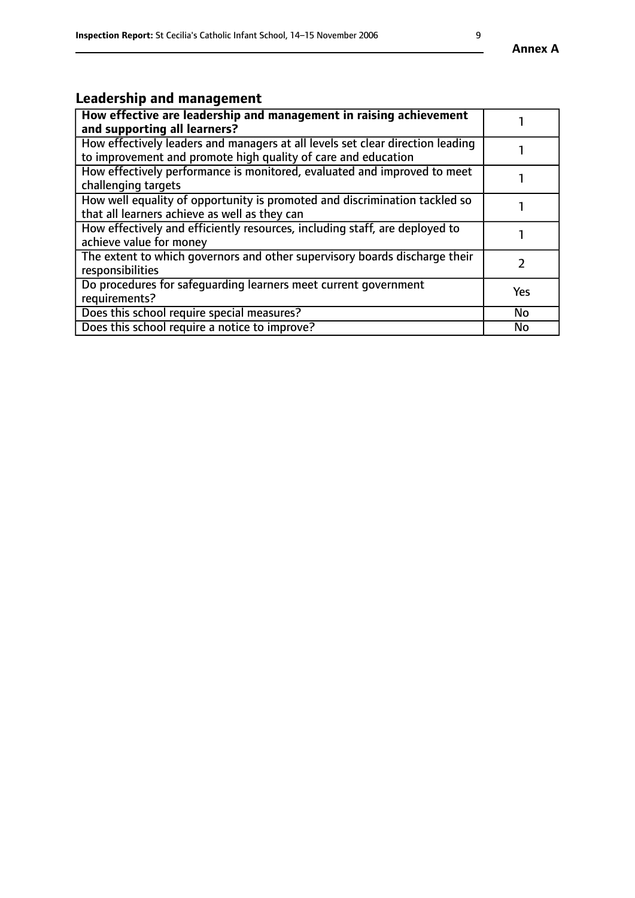## Leadership and management

| How effective are leadership and management in raising achievement and supporting all learners? | 1 |
| --- | --- |
| How effectively leaders and managers at all levels set clear direction leading to improvement and promote high quality of care and education | 1 |
| How effectively performance is monitored, evaluated and improved to meet challenging targets | 1 |
| How well equality of opportunity is promoted and discrimination tackled so that all learners achieve as well as they can | 1 |
| How effectively and efficiently resources, including staff, are deployed to achieve value for money | 1 |
| The extent to which governors and other supervisory boards discharge their responsibilities | 2 |
| Do procedures for safeguarding learners meet current government requirements? | Yes |
| Does this school require special measures? | No |
| Does this school require a notice to improve? | No |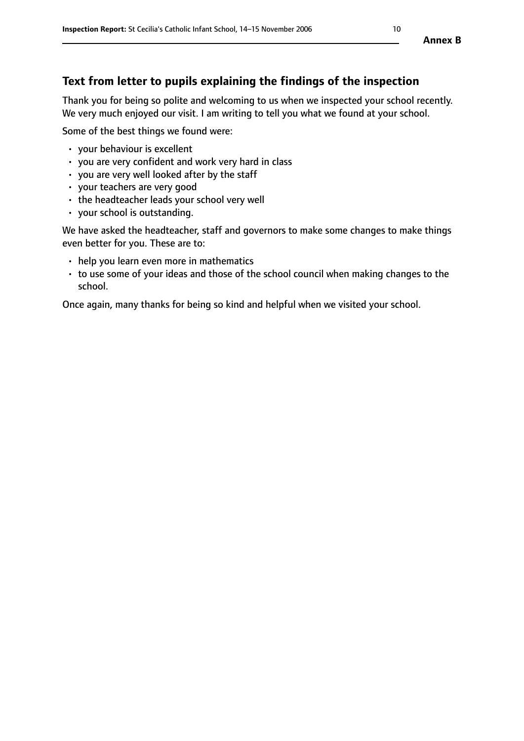## Text from letter to pupils explaining the findings of the inspection

Thank you for being so polite and welcoming to us when we inspected your school recently. We very much enjoyed our visit. I am writing to tell you what we found at your school.

Some of the best things we found were:

- your behaviour is excellent
- you are very confident and work very hard in class
- you are very well looked after by the staff
- your teachers are very good
- the headteacher leads your school very well
- your school is outstanding.

We have asked the headteacher, staff and governors to make some changes to make things even better for you. These are to:

- help you learn even more in mathematics
- to use some of your ideas and those of the school council when making changes to the school.

Once again, many thanks for being so kind and helpful when we visited your school.